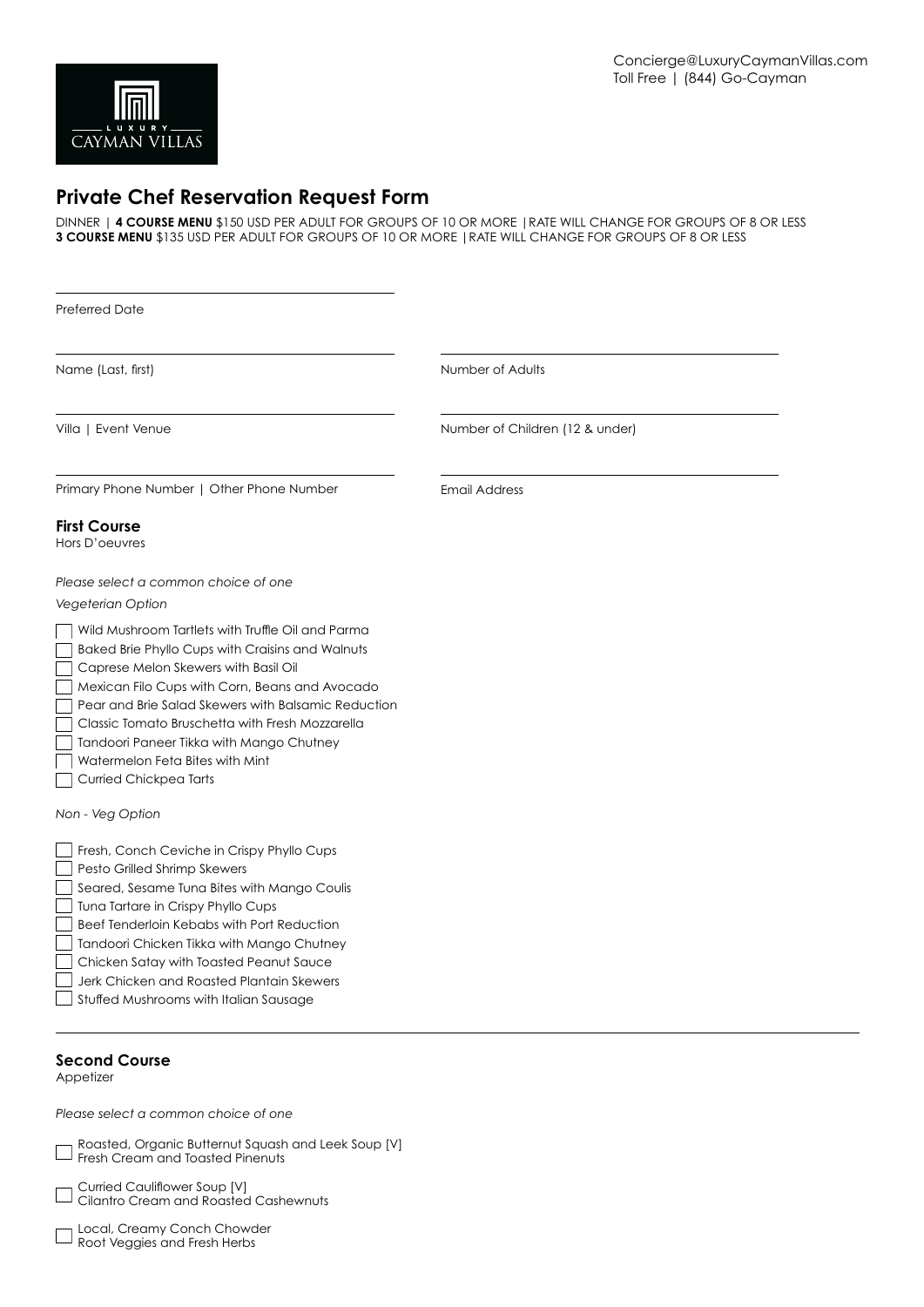Concierge@LuxuryCaymanVillas.com
Toll Free | (844) Go-Cayman

LUXURY CAYMAN VILLAS

# Private Chef Reservation Request Form

DINNER | **4 COURSE MENU** $150 USD PER ADULT FOR GROUPS OF 10 OR MORE | RATE WILL CHANGE FOR GROUPS OF 8 OR LESS
**3 COURSE MENU** $135 USD PER ADULT FOR GROUPS OF 10 OR MORE | RATE WILL CHANGE FOR GROUPS OF 8 OR LESS

Preferred Date: ______________________

Name (Last, first): ______________________

Number of Adults: ______________________

Villa | Event Venue: ______________________

Number of Children (12 & under): ______________________

Primary Phone Number | Other Phone Number: ______________________

Email Address: ______________________

## First Course

Hors D'oeuvres

*Please select a common choice of one*

*Vegeterian Option*

- [ ] Wild Mushroom Tartlets with Truffle Oil and Parma
- [ ] Baked Brie Phyllo Cups with Craisins and Walnuts
- [ ] Caprese Melon Skewers with Basil Oil
- [ ] Mexican Filo Cups with Corn, Beans and Avocado
- [ ] Pear and Brie Salad Skewers with Balsamic Reduction
- [ ] Classic Tomato Bruschetta with Fresh Mozzarella
- [ ] Tandoori Paneer Tikka with Mango Chutney
- [ ] Watermelon Feta Bites with Mint
- [ ] Curried Chickpea Tarts

*Non - Veg Option*

- [ ] Fresh, Conch Ceviche in Crispy Phyllo Cups
- [ ] Pesto Grilled Shrimp Skewers
- [ ] Seared, Sesame Tuna Bites with Mango Coulis
- [ ] Tuna Tartare in Crispy Phyllo Cups
- [ ] Beef Tenderloin Kebabs with Port Reduction
- [ ] Tandoori Chicken Tikka with Mango Chutney
- [ ] Chicken Satay with Toasted Peanut Sauce
- [ ] Jerk Chicken and Roasted Plantain Skewers
- [ ] Stuffed Mushrooms with Italian Sausage

## Second Course

Appetizer

*Please select a common choice of one*

- [ ] Roasted, Organic Butternut Squash and Leek Soup [V]
  Fresh Cream and Toasted Pinenuts
- [ ] Curried Cauliflower Soup [V]
  Cilantro Cream and Roasted Cashewnuts
- [ ] Local, Creamy Conch Chowder
  Root Veggies and Fresh Herbs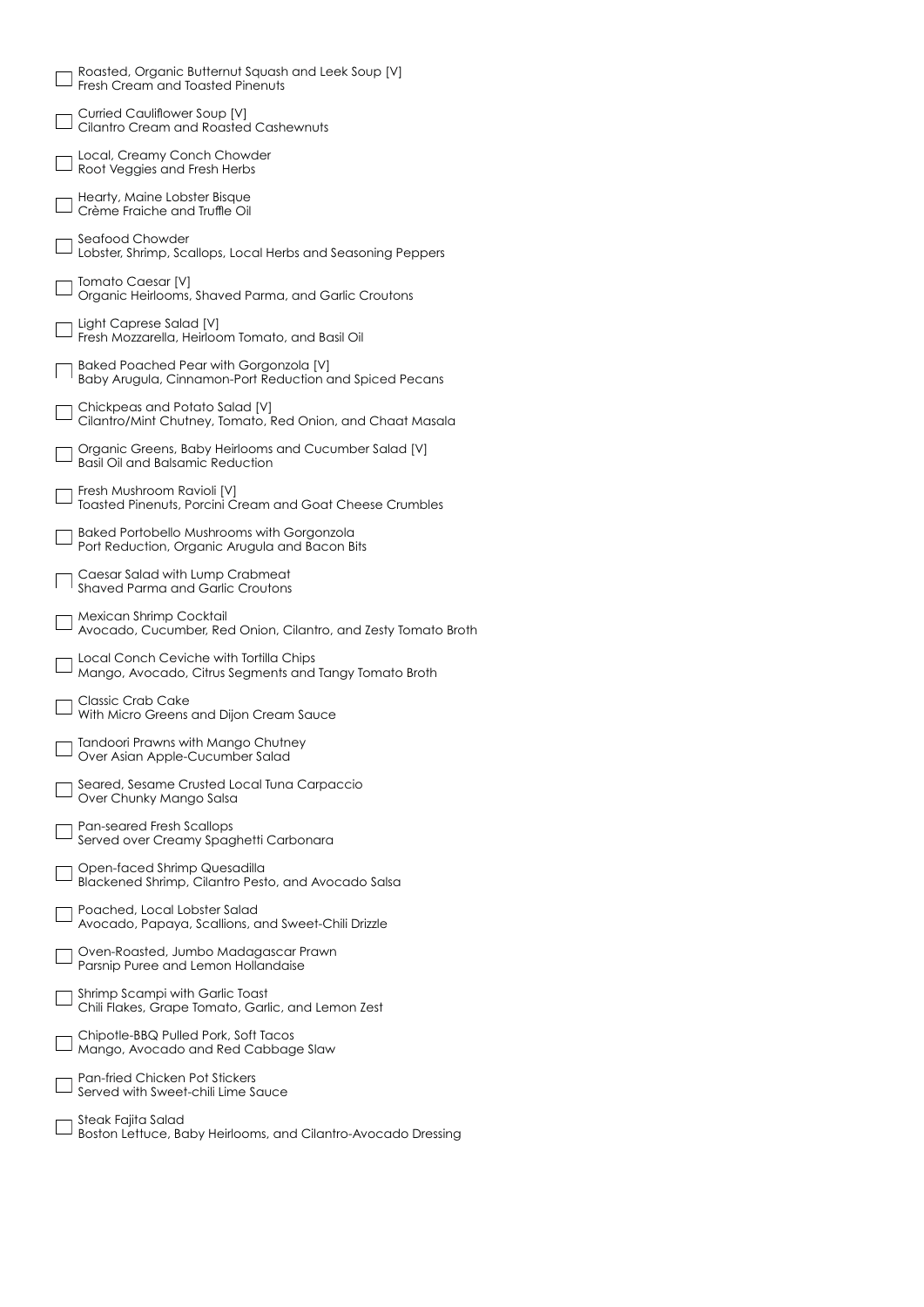- [ ] Roasted, Organic Butternut Squash and Leek Soup [V]
  Fresh Cream and Toasted Pinenuts

- [ ] Curried Cauliflower Soup [V]
  Cilantro Cream and Roasted Cashewnuts

- [ ] Local, Creamy Conch Chowder
  Root Veggies and Fresh Herbs

- [ ] Hearty, Maine Lobster Bisque
  Crème Fraiche and Truffle Oil

- [ ] Seafood Chowder
  Lobster, Shrimp, Scallops, Local Herbs and Seasoning Peppers

- [ ] Tomato Caesar [V]
  Organic Heirlooms, Shaved Parma, and Garlic Croutons

- [ ] Light Caprese Salad [V]
  Fresh Mozzarella, Heirloom Tomato, and Basil Oil

- [ ] Baked Poached Pear with Gorgonzola [V]
  Baby Arugula, Cinnamon-Port Reduction and Spiced Pecans

- [ ] Chickpeas and Potato Salad [V]
  Cilantro/Mint Chutney, Tomato, Red Onion, and Chaat Masala

- [ ] Organic Greens, Baby Heirlooms and Cucumber Salad [V]
  Basil Oil and Balsamic Reduction

- [ ] Fresh Mushroom Ravioli [V]
  Toasted Pinenuts, Porcini Cream and Goat Cheese Crumbles

- [ ] Baked Portobello Mushrooms with Gorgonzola
  Port Reduction, Organic Arugula and Bacon Bits

- [ ] Caesar Salad with Lump Crabmeat
  Shaved Parma and Garlic Croutons

- [ ] Mexican Shrimp Cocktail
  Avocado, Cucumber, Red Onion, Cilantro, and Zesty Tomato Broth

- [ ] Local Conch Ceviche with Tortilla Chips
  Mango, Avocado, Citrus Segments and Tangy Tomato Broth

- [ ] Classic Crab Cake
  With Micro Greens and Dijon Cream Sauce

- [ ] Tandoori Prawns with Mango Chutney
  Over Asian Apple-Cucumber Salad

- [ ] Seared, Sesame Crusted Local Tuna Carpaccio
  Over Chunky Mango Salsa

- [ ] Pan-seared Fresh Scallops
  Served over Creamy Spaghetti Carbonara

- [ ] Open-faced Shrimp Quesadilla
  Blackened Shrimp, Cilantro Pesto, and Avocado Salsa

- [ ] Poached, Local Lobster Salad
  Avocado, Papaya, Scallions, and Sweet-Chili Drizzle

- [ ] Oven-Roasted, Jumbo Madagascar Prawn
  Parsnip Puree and Lemon Hollandaise

- [ ] Shrimp Scampi with Garlic Toast
  Chili Flakes, Grape Tomato, Garlic, and Lemon Zest

- [ ] Chipotle-BBQ Pulled Pork, Soft Tacos
  Mango, Avocado and Red Cabbage Slaw

- [ ] Pan-fried Chicken Pot Stickers
  Served with Sweet-chili Lime Sauce

- [ ] Steak Fajita Salad
  Boston Lettuce, Baby Heirlooms, and Cilantro-Avocado Dressing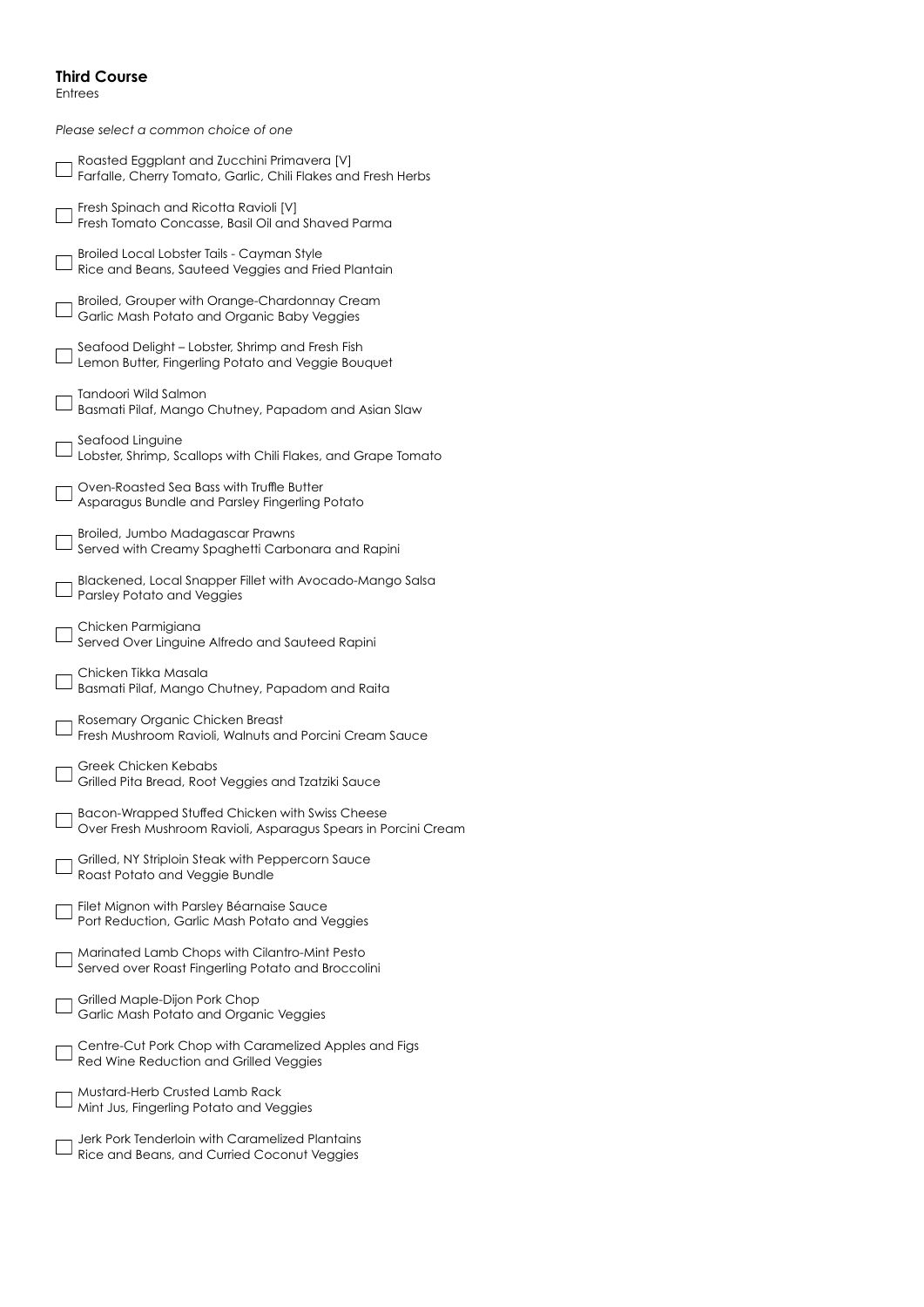**Third Course**
Entrees

*Please select a common choice of one*

- ☐ Roasted Eggplant and Zucchini Primavera [V]
  Farfalle, Cherry Tomato, Garlic, Chili Flakes and Fresh Herbs
- ☐ Fresh Spinach and Ricotta Ravioli [V]
  Fresh Tomato Concasse, Basil Oil and Shaved Parma
- ☐ Broiled Local Lobster Tails - Cayman Style
  Rice and Beans, Sauteed Veggies and Fried Plantain
- ☐ Broiled, Grouper with Orange-Chardonnay Cream
  Garlic Mash Potato and Organic Baby Veggies
- ☐ Seafood Delight – Lobster, Shrimp and Fresh Fish
  Lemon Butter, Fingerling Potato and Veggie Bouquet
- ☐ Tandoori Wild Salmon
  Basmati Pilaf, Mango Chutney, Papadom and Asian Slaw
- ☐ Seafood Linguine
  Lobster, Shrimp, Scallops with Chili Flakes, and Grape Tomato
- ☐ Oven-Roasted Sea Bass with Truffle Butter
  Asparagus Bundle and Parsley Fingerling Potato
- ☐ Broiled, Jumbo Madagascar Prawns
  Served with Creamy Spaghetti Carbonara and Rapini
- ☐ Blackened, Local Snapper Fillet with Avocado-Mango Salsa
  Parsley Potato and Veggies
- ☐ Chicken Parmigiana
  Served Over Linguine Alfredo and Sauteed Rapini
- ☐ Chicken Tikka Masala
  Basmati Pilaf, Mango Chutney, Papadom and Raita
- ☐ Rosemary Organic Chicken Breast
  Fresh Mushroom Ravioli, Walnuts and Porcini Cream Sauce
- ☐ Greek Chicken Kebabs
  Grilled Pita Bread, Root Veggies and Tzatziki Sauce
- ☐ Bacon-Wrapped Stuffed Chicken with Swiss Cheese
  Over Fresh Mushroom Ravioli, Asparagus Spears in Porcini Cream
- ☐ Grilled, NY Striploin Steak with Peppercorn Sauce
  Roast Potato and Veggie Bundle
- ☐ Filet Mignon with Parsley Béarnaise Sauce
  Port Reduction, Garlic Mash Potato and Veggies
- ☐ Marinated Lamb Chops with Cilantro-Mint Pesto
  Served over Roast Fingerling Potato and Broccolini
- ☐ Grilled Maple-Dijon Pork Chop
  Garlic Mash Potato and Organic Veggies
- ☐ Centre-Cut Pork Chop with Caramelized Apples and Figs
  Red Wine Reduction and Grilled Veggies
- ☐ Mustard-Herb Crusted Lamb Rack
  Mint Jus, Fingerling Potato and Veggies
- ☐ Jerk Pork Tenderloin with Caramelized Plantains
  Rice and Beans, and Curried Coconut Veggies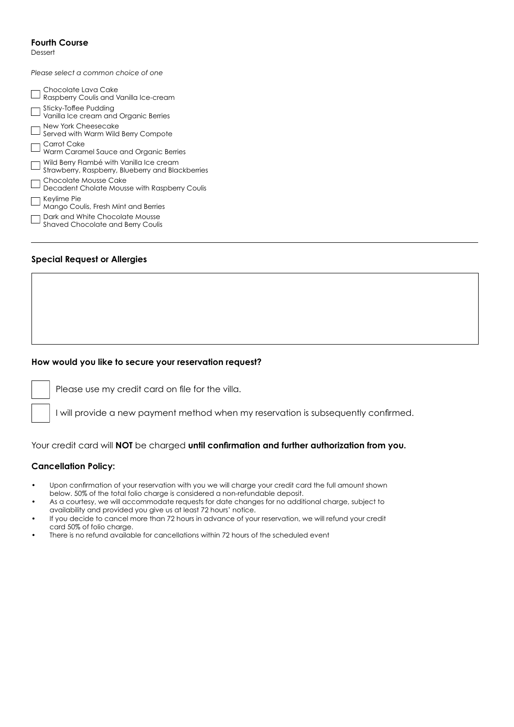**Fourth Course**

Dessert

*Please select a common choice of one*

- [ ] Chocolate Lava Cake
  Raspberry Coulis and Vanilla Ice-cream
- [ ] Sticky-Toffee Pudding
  Vanilla Ice cream and Organic Berries
- [ ] New York Cheesecake
  Served with Warm Wild Berry Compote
- [ ] Carrot Cake
  Warm Caramel Sauce and Organic Berries
- [ ] Wild Berry Flambé with Vanilla Ice cream
  Strawberry, Raspberry, Blueberry and Blackberries
- [ ] Chocolate Mousse Cake
  Decadent Cholate Mousse with Raspberry Coulis
- [ ] Keylime Pie
  Mango Coulis, Fresh Mint and Berries
- [ ] Dark and White Chocolate Mousse
  Shaved Chocolate and Berry Coulis

---

**Special Request or Allergies**

**How would you like to secure your reservation request?**

- [ ] Please use my credit card on file for the villa.
- [ ] I will provide a new payment method when my reservation is subsequently confirmed.

Your credit card will **NOT** be charged **until confirmation and further authorization from you.**

**Cancellation Policy:**

- Upon confirmation of your reservation with you we will charge your credit card the full amount shown below. 50% of the total folio charge is considered a non-refundable deposit.
- As a courtesy, we will accommodate requests for date changes for no additional charge, subject to availability and provided you give us at least 72 hours' notice.
- If you decide to cancel more than 72 hours in advance of your reservation, we will refund your credit card 50% of folio charge.
- There is no refund available for cancellations within 72 hours of the scheduled event